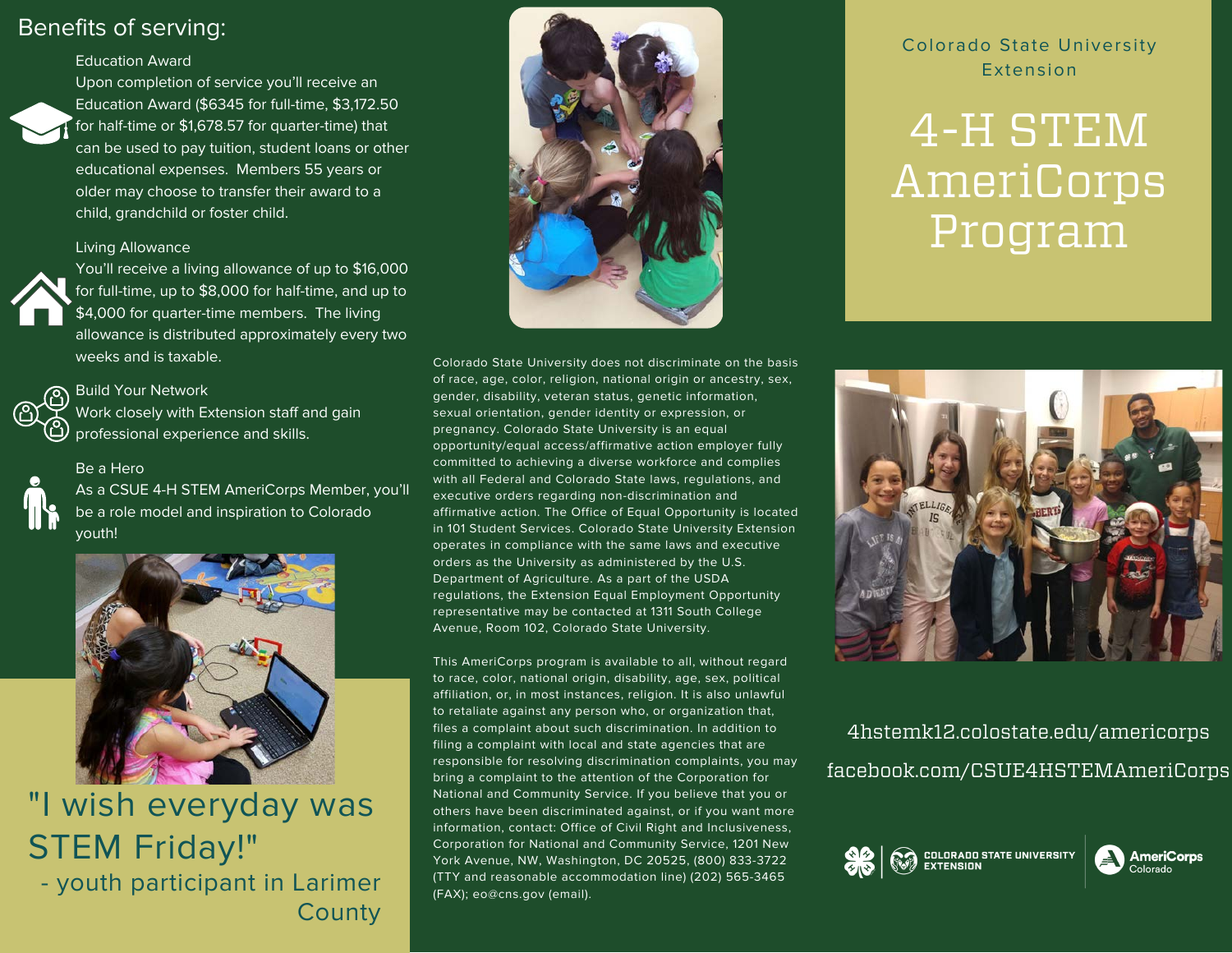## Benefits of serving:

**Education Award**
Upon completion of service you'll receive an Education Award ($6345 for full-time, $3,172.50 for half-time or $1,678.57 for quarter-time) that can be used to pay tuition, student loans or other educational expenses. Members 55 years or older may choose to transfer their award to a child, grandchild or foster child.

**Living Allowance**
You'll receive a living allowance of up to $16,000 for full-time, up to $8,000 for half-time, and up to $4,000 for quarter-time members. The living allowance is distributed approximately every two weeks and is taxable.

**Build Your Network**
Work closely with Extension staff and gain professional experience and skills.

**Be a Hero**
As a CSUE 4-H STEM AmeriCorps Member, you'll be a role model and inspiration to Colorado youth!

"I wish everyday was STEM Friday!"
- youth participant in Larimer County

Colorado State University does not discriminate on the basis of race, age, color, religion, national origin or ancestry, sex, gender, disability, veteran status, genetic information, sexual orientation, gender identity or expression, or pregnancy. Colorado State University is an equal opportunity/equal access/affirmative action employer fully committed to achieving a diverse workforce and complies with all Federal and Colorado State laws, regulations, and executive orders regarding non-discrimination and affirmative action. The Office of Equal Opportunity is located in 101 Student Services. Colorado State University Extension operates in compliance with the same laws and executive orders as the University as administered by the U.S. Department of Agriculture. As a part of the USDA regulations, the Extension Equal Employment Opportunity representative may be contacted at 1311 South College Avenue, Room 102, Colorado State University.

This AmeriCorps program is available to all, without regard to race, color, national origin, disability, age, sex, political affiliation, or, in most instances, religion. It is also unlawful to retaliate against any person who, or organization that, files a complaint about such discrimination. In addition to filing a complaint with local and state agencies that are responsible for resolving discrimination complaints, you may bring a complaint to the attention of the Corporation for National and Community Service. If you believe that you or others have been discriminated against, or if you want more information, contact: Office of Civil Right and Inclusiveness, Corporation for National and Community Service, 1201 New York Avenue, NW, Washington, DC 20525, (800) 833-3722 (TTY and reasonable accommodation line) (202) 565-3465 (FAX); eo@cns.gov (email).

Colorado State University Extension

# 4-H STEM AmeriCorps Program

4hstemk12.colostate.edu/americorps

facebook.com/CSUE4HSTEMAmeriCorps

COLORADO STATE UNIVERSITY EXTENSION

AmeriCorps Colorado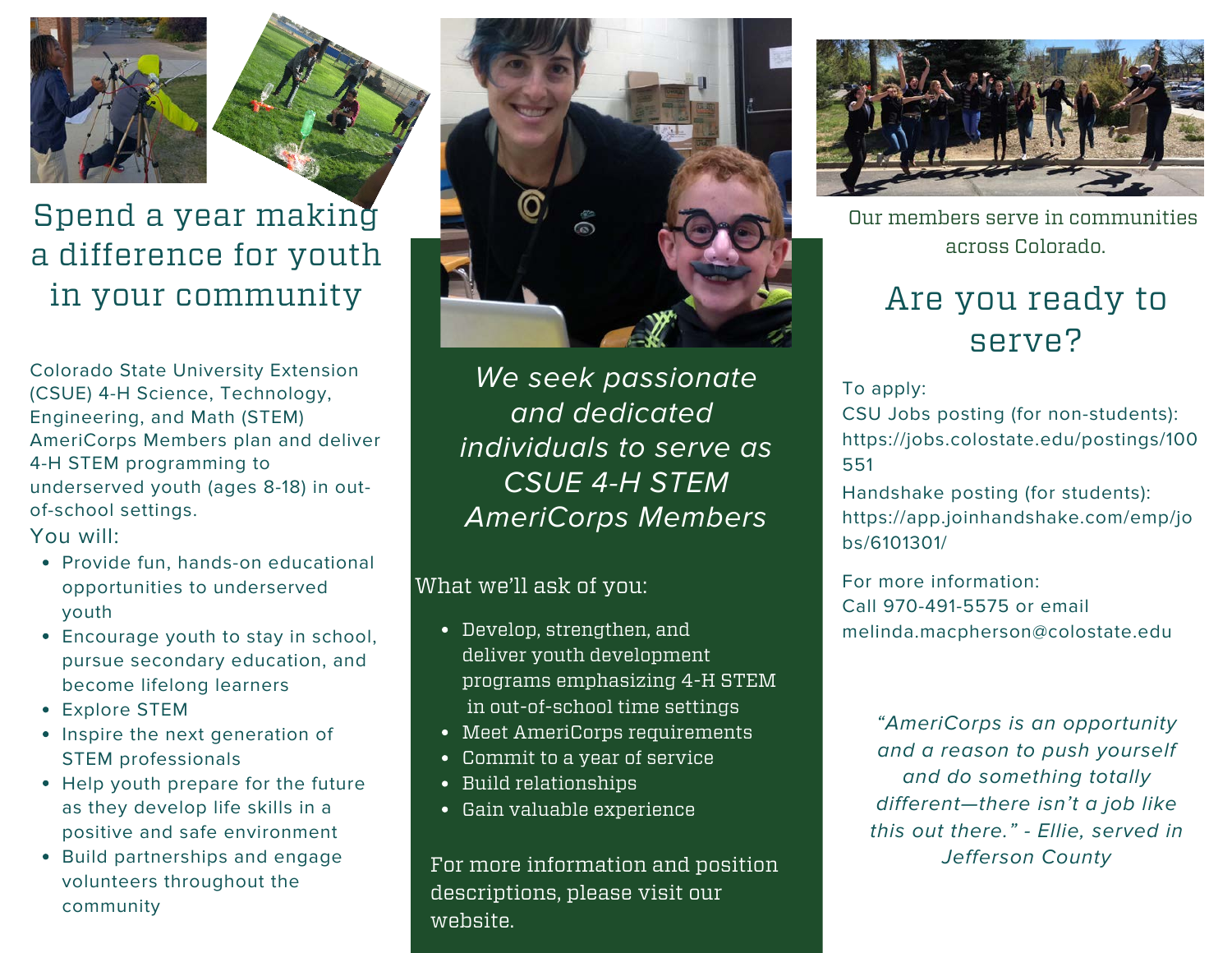# Spend a year making a difference for youth in your community

Colorado State University Extension (CSUE) 4-H Science, Technology, Engineering, and Math (STEM) AmeriCorps Members plan and deliver 4-H STEM programming to underserved youth (ages 8-18) in out-of-school settings.

You will:

- Provide fun, hands-on educational opportunities to underserved youth
- Encourage youth to stay in school, pursue secondary education, and become lifelong learners
- Explore STEM
- Inspire the next generation of STEM professionals
- Help youth prepare for the future as they develop life skills in a positive and safe environment
- Build partnerships and engage volunteers throughout the community

*We seek passionate and dedicated individuals to serve as CSUE 4-H STEM AmeriCorps Members*

What we'll ask of you:

- Develop, strengthen, and deliver youth development programs emphasizing 4-H STEM in out-of-school time settings
- Meet AmeriCorps requirements
- Commit to a year of service
- Build relationships
- Gain valuable experience

For more information and position descriptions, please visit our website.

Our members serve in communities across Colorado.

## Are you ready to serve?

To apply:
CSU Jobs posting (for non-students): https://jobs.colostate.edu/postings/100551
Handshake posting (for students): https://app.joinhandshake.com/emp/jobs/6101301/

For more information:
Call 970-491-5575 or email melinda.macpherson@colostate.edu

*"AmeriCorps is an opportunity and a reason to push yourself and do something totally different—there isn't a job like this out there." - Ellie, served in Jefferson County*